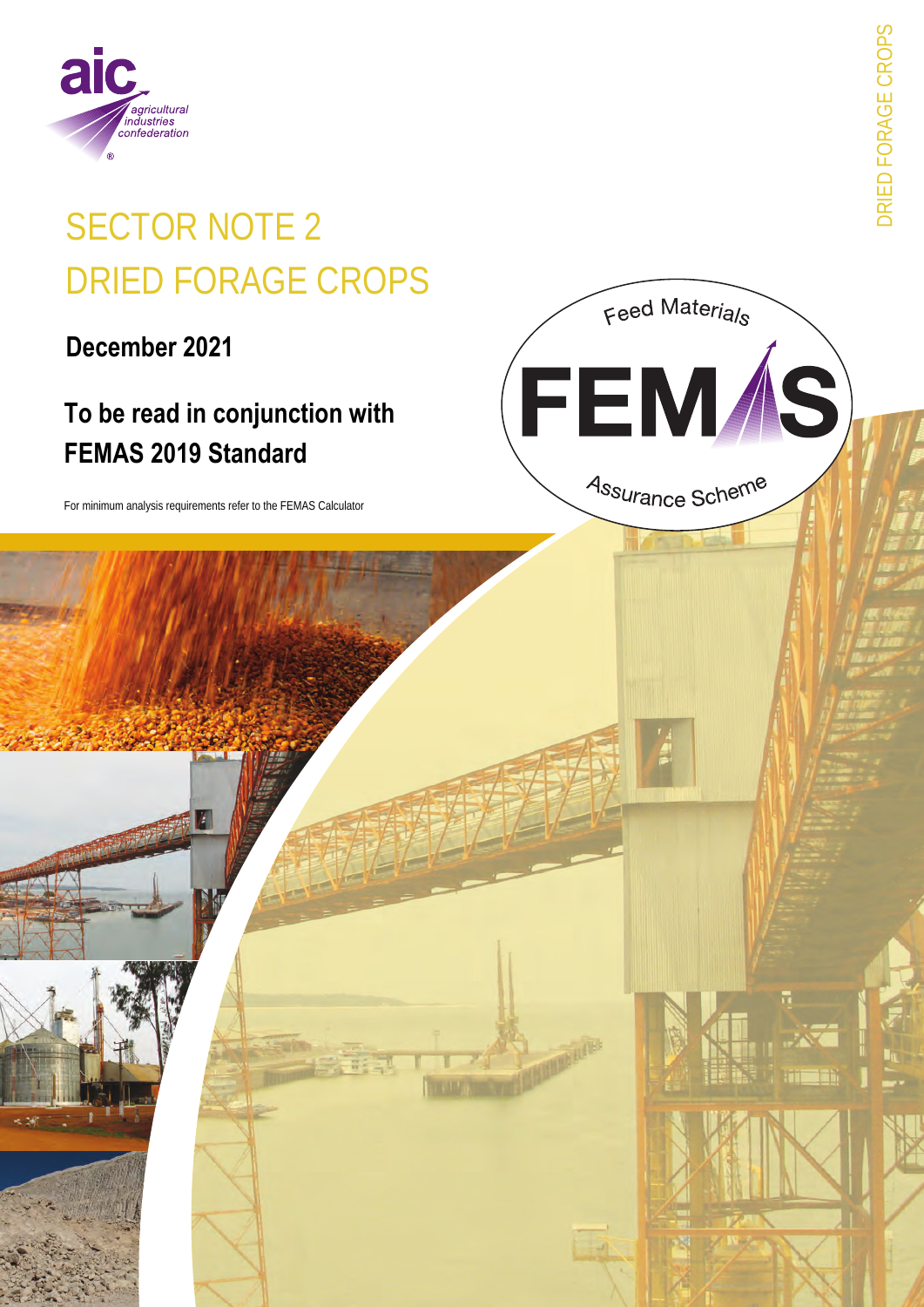# SECTOR NOTE 2
# DRIED FORAGE CROPS

**December 2021**

## To be read in conjunction with FEMAS 2019 Standard

For minimum analysis requirements refer to the FEMAS Calculator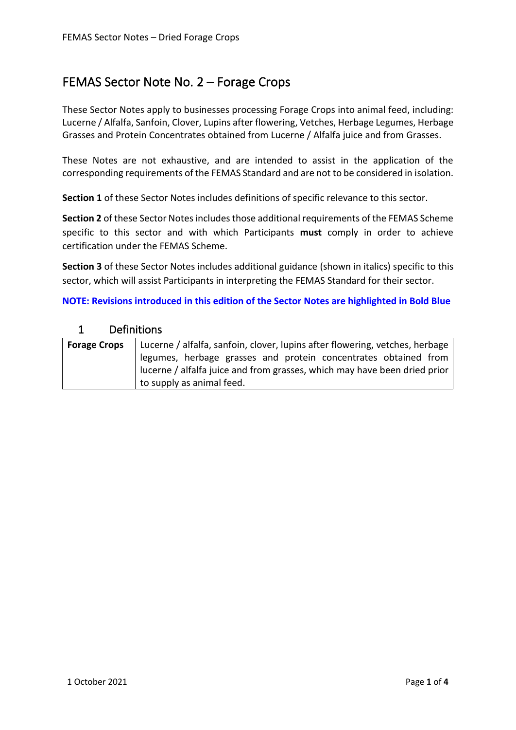# FEMAS Sector Note No. 2 – Forage Crops

These Sector Notes apply to businesses processing Forage Crops into animal feed, including: Lucerne / Alfalfa, Sanfoin, Clover, Lupins after flowering, Vetches, Herbage Legumes, Herbage Grasses and Protein Concentrates obtained from Lucerne / Alfalfa juice and from Grasses.

These Notes are not exhaustive, and are intended to assist in the application of the corresponding requirements of the FEMAS Standard and are not to be considered in isolation.

**Section 1** of these Sector Notes includes definitions of specific relevance to this sector.

**Section 2** of these Sector Notes includes those additional requirements of the FEMAS Scheme specific to this sector and with which Participants **must** comply in order to achieve certification under the FEMAS Scheme.

**Section 3** of these Sector Notes includes additional guidance (shown in italics) specific to this sector, which will assist Participants in interpreting the FEMAS Standard for their sector.

**NOTE: Revisions introduced in this edition of the Sector Notes are highlighted in Bold Blue**

## 1 Definitions

| | |
|---|---|
| **Forage Crops** | Lucerne / alfalfa, sanfoin, clover, lupins after flowering, vetches, herbage legumes, herbage grasses and protein concentrates obtained from lucerne / alfalfa juice and from grasses, which may have been dried prior to supply as animal feed. |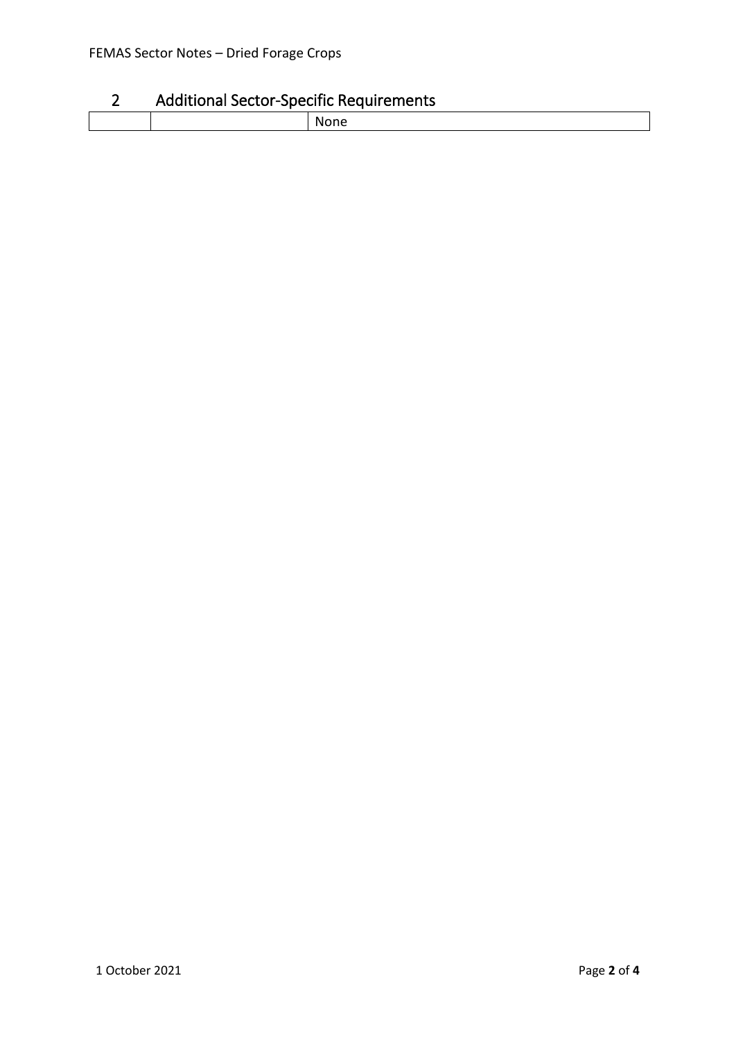## 2 Additional Sector-Specific Requirements

| | | |
|---|---|---|
| | | None |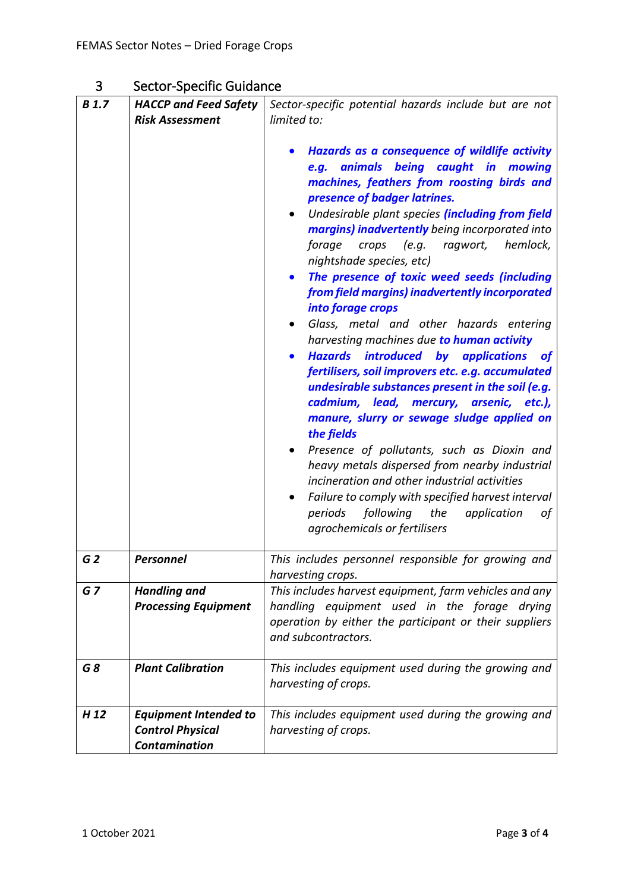## 3 Sector-Specific Guidance

| | | |
|---|---|---|
| ***B 1.7*** | ***HACCP and Feed Safety Risk Assessment*** | *Sector-specific potential hazards include but are not limited to:*<br><br>• ***Hazards as a consequence of wildlife activity e.g. animals being caught in mowing machines, feathers from roosting birds and presence of badger latrines.***<br>• *Undesirable plant species **(including from field margins) inadvertently** being incorporated into forage crops (e.g. ragwort, hemlock, nightshade species, etc)*<br>• ***The presence of toxic weed seeds (including from field margins) inadvertently incorporated into forage crops***<br>• *Glass, metal and other hazards entering harvesting machines due **to human activity***<br>• ***Hazards introduced by applications of fertilisers, soil improvers etc. e.g. accumulated undesirable substances present in the soil (e.g. cadmium, lead, mercury, arsenic, etc.), manure, slurry or sewage sludge applied on the fields***<br>• *Presence of pollutants, such as Dioxin and heavy metals dispersed from nearby industrial incineration and other industrial activities*<br>• *Failure to comply with specified harvest interval periods following the application of agrochemicals or fertilisers* |
| ***G 2*** | ***Personnel*** | *This includes personnel responsible for growing and harvesting crops.* |
| ***G 7*** | ***Handling and Processing Equipment*** | *This includes harvest equipment, farm vehicles and any handling equipment used in the forage drying operation by either the participant or their suppliers and subcontractors.* |
| ***G 8*** | ***Plant Calibration*** | *This includes equipment used during the growing and harvesting of crops.* |
| ***H 12*** | ***Equipment Intended to Control Physical Contamination*** | *This includes equipment used during the growing and harvesting of crops.* |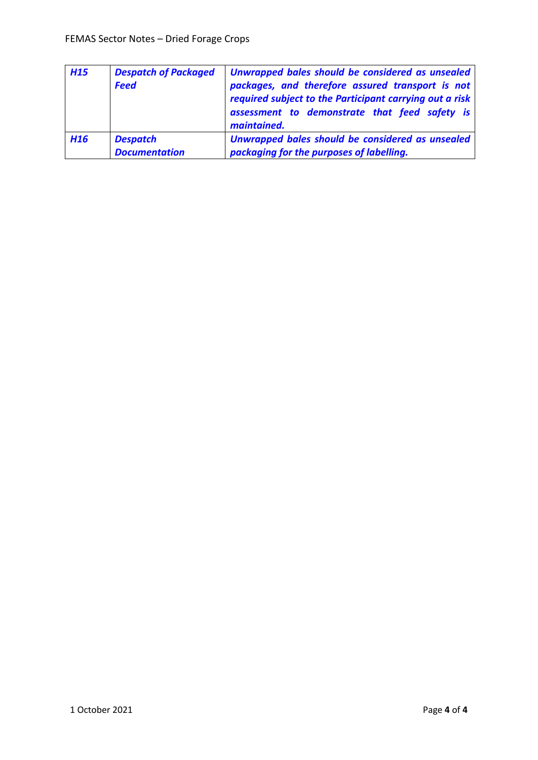| | | |
|---|---|---|
| ***H15*** | ***Despatch of Packaged Feed*** | ***Unwrapped bales should be considered as unsealed packages, and therefore assured transport is not required subject to the Participant carrying out a risk assessment to demonstrate that feed safety is maintained.*** |
| ***H16*** | ***Despatch Documentation*** | ***Unwrapped bales should be considered as unsealed packaging for the purposes of labelling.*** |